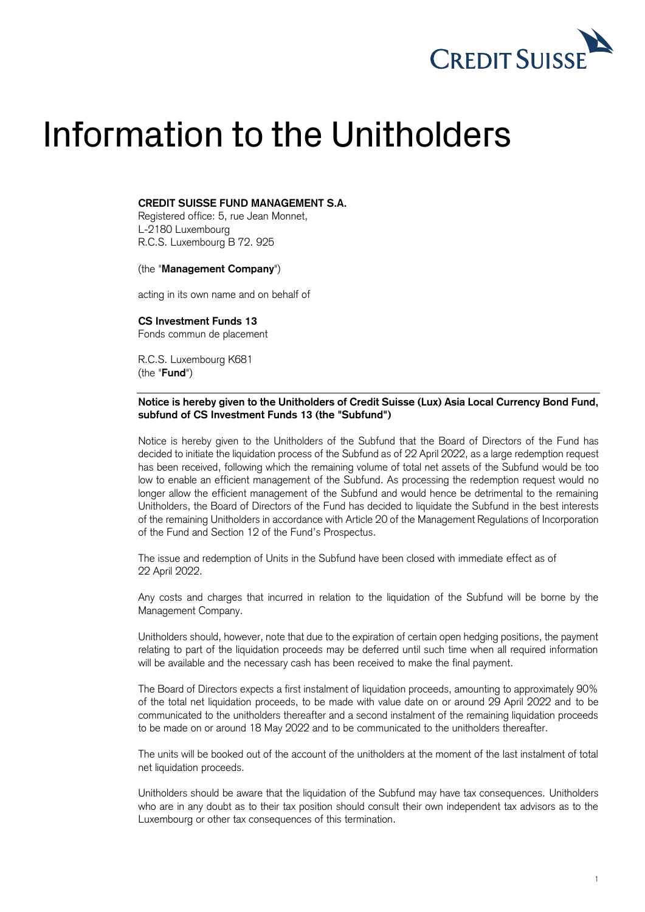# Information to the Unitholders

**CREDIT SUISSE FUND MANAGEMENT S.A.**
Registered office: 5, rue Jean Monnet,
L-2180 Luxembourg
R.C.S. Luxembourg B 72. 925

(the "**Management Company**")

acting in its own name and on behalf of

**CS Investment Funds 13**
Fonds commun de placement

R.C.S. Luxembourg K681
(the "**Fund**")

**Notice is hereby given to the Unitholders of Credit Suisse (Lux) Asia Local Currency Bond Fund, subfund of CS Investment Funds 13 (the "Subfund")**

Notice is hereby given to the Unitholders of the Subfund that the Board of Directors of the Fund has decided to initiate the liquidation process of the Subfund as of 22 April 2022, as a large redemption request has been received, following which the remaining volume of total net assets of the Subfund would be too low to enable an efficient management of the Subfund. As processing the redemption request would no longer allow the efficient management of the Subfund and would hence be detrimental to the remaining Unitholders, the Board of Directors of the Fund has decided to liquidate the Subfund in the best interests of the remaining Unitholders in accordance with Article 20 of the Management Regulations of Incorporation of the Fund and Section 12 of the Fund's Prospectus.

The issue and redemption of Units in the Subfund have been closed with immediate effect as of 22 April 2022.

Any costs and charges that incurred in relation to the liquidation of the Subfund will be borne by the Management Company.

Unitholders should, however, note that due to the expiration of certain open hedging positions, the payment relating to part of the liquidation proceeds may be deferred until such time when all required information will be available and the necessary cash has been received to make the final payment.

The Board of Directors expects a first instalment of liquidation proceeds, amounting to approximately 90% of the total net liquidation proceeds, to be made with value date on or around 29 April 2022 and to be communicated to the unitholders thereafter and a second instalment of the remaining liquidation proceeds to be made on or around 18 May 2022 and to be communicated to the unitholders thereafter.

The units will be booked out of the account of the unitholders at the moment of the last instalment of total net liquidation proceeds.

Unitholders should be aware that the liquidation of the Subfund may have tax consequences. Unitholders who are in any doubt as to their tax position should consult their own independent tax advisors as to the Luxembourg or other tax consequences of this termination.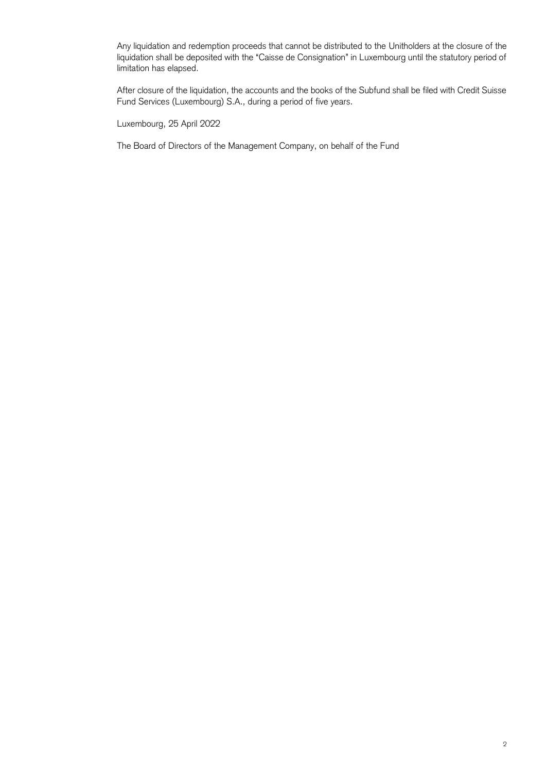Any liquidation and redemption proceeds that cannot be distributed to the Unitholders at the closure of the liquidation shall be deposited with the "Caisse de Consignation" in Luxembourg until the statutory period of limitation has elapsed.

After closure of the liquidation, the accounts and the books of the Subfund shall be filed with Credit Suisse Fund Services (Luxembourg) S.A., during a period of five years.

Luxembourg, 25 April 2022

The Board of Directors of the Management Company, on behalf of the Fund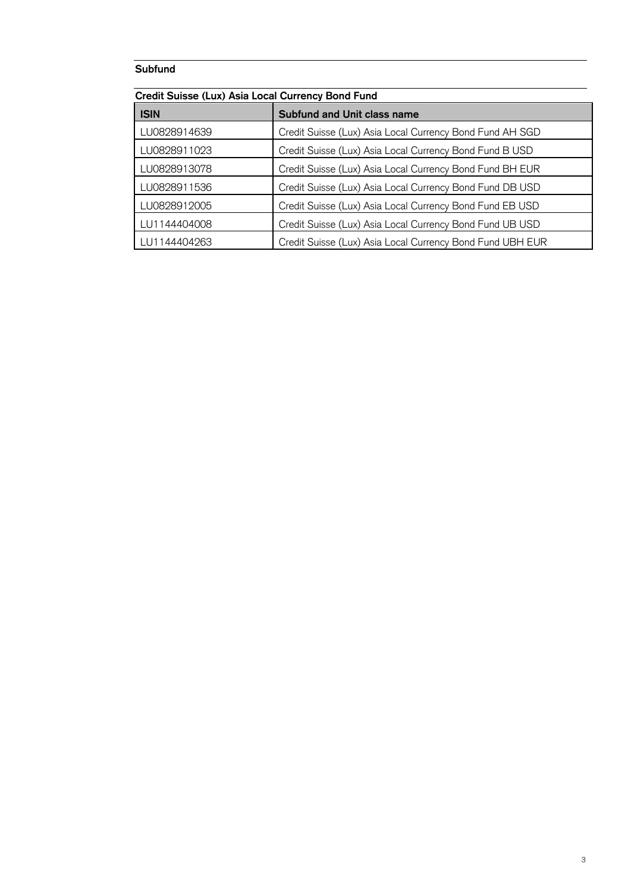**Subfund**

**Credit Suisse (Lux) Asia Local Currency Bond Fund**

| ISIN | Subfund and Unit class name |
| --- | --- |
| LU0828914639 | Credit Suisse (Lux) Asia Local Currency Bond Fund AH SGD |
| LU0828911023 | Credit Suisse (Lux) Asia Local Currency Bond Fund B USD |
| LU0828913078 | Credit Suisse (Lux) Asia Local Currency Bond Fund BH EUR |
| LU0828911536 | Credit Suisse (Lux) Asia Local Currency Bond Fund DB USD |
| LU0828912005 | Credit Suisse (Lux) Asia Local Currency Bond Fund EB USD |
| LU1144404008 | Credit Suisse (Lux) Asia Local Currency Bond Fund UB USD |
| LU1144404263 | Credit Suisse (Lux) Asia Local Currency Bond Fund UBH EUR |